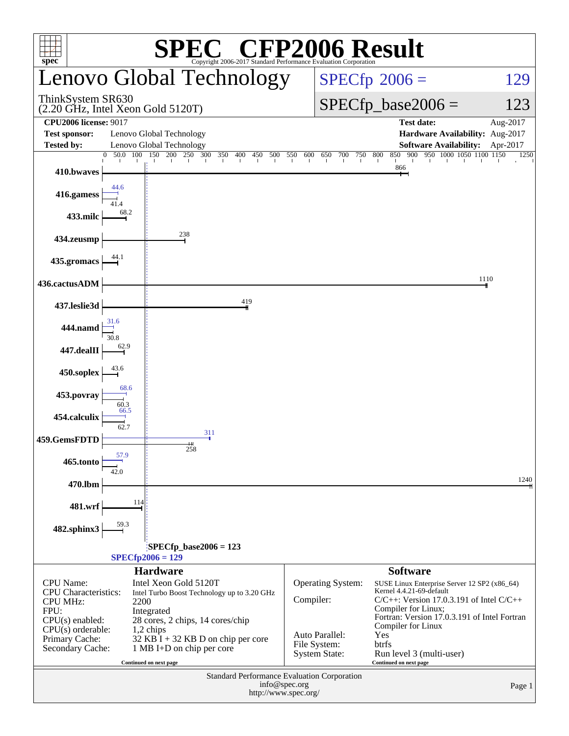# SPEC CFP2006 Result

Copyright 2006-2017 Standard Performance Evaluation Corporation

## Lenovo Global Technology

ThinkSystem SR630
(2.20 GHz, Intel Xeon Gold 5120T)

SPECfp 2006 = 129

SPECfp_base2006 = 123

| | | | |
|---|---|---|---|
| **CPU2006 license:** 9017 | | **Test date:** | Aug-2017 |
| **Test sponsor:** | Lenovo Global Technology | **Hardware Availability:** | Aug-2017 |
| **Tested by:** | Lenovo Global Technology | **Software Availability:** | Apr-2017 |

| Benchmark | Base | Peak |
|---|---|---|
| 410.bwaves | 866 | 866 |
| 416.gamess | 41.4 | 44.6 |
| 433.milc | 68.2 | 68.2 |
| 434.zeusmp | 238 | 238 |
| 435.gromacs | 44.1 | 44.1 |
| 436.cactusADM | 1110 | 1110 |
| 437.leslie3d | 419 | 419 |
| 444.namd | 30.8 | 31.6 |
| 447.dealII | 62.9 | 62.9 |
| 450.soplex | 43.6 | 43.6 |
| 453.povray | 60.3 | 68.6 |
| 454.calculix | 62.7 | 66.5 |
| 459.GemsFDTD | 258 | 311 |
| 465.tonto | 42.0 | 57.9 |
| 470.lbm | 1240 | 1240 |
| 481.wrf | 114 | 114 |
| 482.sphinx3 | 59.3 | 59.3 |

SPECfp_base2006 = 123

SPECfp2006 = 129

### Hardware

| | |
|---|---|
| CPU Name: | Intel Xeon Gold 5120T |
| CPU Characteristics: | Intel Turbo Boost Technology up to 3.20 GHz |
| CPU MHz: | 2200 |
| FPU: | Integrated |
| CPU(s) enabled: | 28 cores, 2 chips, 14 cores/chip |
| CPU(s) orderable: | 1,2 chips |
| Primary Cache: | 32 KB I + 32 KB D on chip per core |
| Secondary Cache: | 1 MB I+D on chip per core |

Continued on next page

### Software

| | |
|---|---|
| Operating System: | SUSE Linux Enterprise Server 12 SP2 (x86_64) Kernel 4.4.21-69-default |
| Compiler: | C/C++: Version 17.0.3.191 of Intel C/C++ Compiler for Linux; Fortran: Version 17.0.3.191 of Intel Fortran Compiler for Linux |
| Auto Parallel: | Yes |
| File System: | btrfs |
| System State: | Run level 3 (multi-user) |

Continued on next page

Standard Performance Evaluation Corporation
info@spec.org
http://www.spec.org/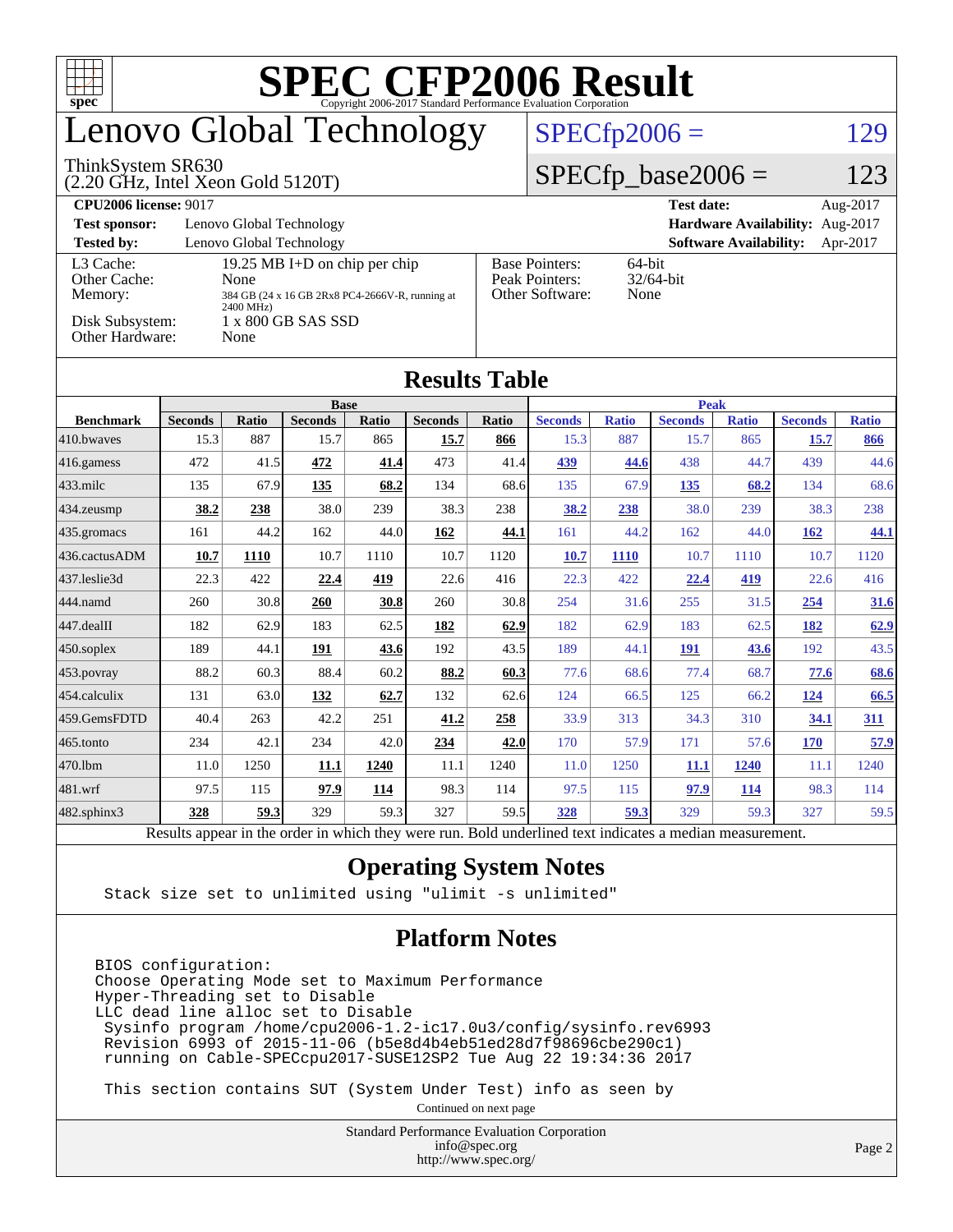# SPEC CFP2006 Result

Copyright 2006-2017 Standard Performance Evaluation Corporation

## Lenovo Global Technology

ThinkSystem SR630
(2.20 GHz, Intel Xeon Gold 5120T)

SPECfp2006 = 129

SPECfp_base2006 = 123

**CPU2006 license:** 9017
**Test sponsor:** Lenovo Global Technology
**Tested by:** Lenovo Global Technology

**Test date:** Aug-2017
**Hardware Availability:** Aug-2017
**Software Availability:** Apr-2017

| | |
|---|---|
| L3 Cache: | 19.25 MB I+D on chip per chip |
| Other Cache: | None |
| Memory: | 384 GB (24 x 16 GB 2Rx8 PC4-2666V-R, running at 2400 MHz) |
| Disk Subsystem: | 1 x 800 GB SAS SSD |
| Other Hardware: | None |

| | |
|---|---|
| Base Pointers: | 64-bit |
| Peak Pointers: | 32/64-bit |
| Other Software: | None |

## Results Table

| Benchmark | Base | | | | | | Peak | | | | | |
|---|---|---|---|---|---|---|---|---|---|---|---|---|
| | Seconds | Ratio | Seconds | Ratio | Seconds | Ratio | Seconds | Ratio | Seconds | Ratio | Seconds | Ratio |
| 410.bwaves | 15.3 | 887 | 15.7 | 865 | **15.7** | **866** | 15.3 | 887 | 15.7 | 865 | **15.7** | **866** |
| 416.gamess | 472 | 41.5 | **472** | **41.4** | 473 | 41.4 | **439** | **44.6** | 438 | 44.7 | 439 | 44.6 |
| 433.milc | 135 | 67.9 | **135** | **68.2** | 134 | 68.6 | 135 | 67.9 | **135** | **68.2** | 134 | 68.6 |
| 434.zeusmp | **38.2** | **238** | 38.0 | 239 | 38.3 | 238 | **38.2** | **238** | 38.0 | 239 | 38.3 | 238 |
| 435.gromacs | 161 | 44.2 | 162 | 44.0 | **162** | **44.1** | 161 | 44.2 | 162 | 44.0 | **162** | **44.1** |
| 436.cactusADM | **10.7** | **1110** | 10.7 | 1110 | 10.7 | 1120 | **10.7** | **1110** | 10.7 | 1110 | 10.7 | 1120 |
| 437.leslie3d | 22.3 | 422 | **22.4** | **419** | 22.6 | 416 | 22.3 | 422 | **22.4** | **419** | 22.6 | 416 |
| 444.namd | 260 | 30.8 | **260** | **30.8** | 260 | 30.8 | 254 | 31.6 | 255 | 31.5 | **254** | **31.6** |
| 447.dealII | 182 | 62.9 | 183 | 62.5 | **182** | **62.9** | 182 | 62.9 | 183 | 62.5 | **182** | **62.9** |
| 450.soplex | 189 | 44.1 | **191** | **43.6** | 192 | 43.5 | 189 | 44.1 | **191** | **43.6** | 192 | 43.5 |
| 453.povray | 88.2 | 60.3 | 88.4 | 60.2 | **88.2** | **60.3** | 77.6 | 68.6 | 77.4 | 68.7 | **77.6** | **68.6** |
| 454.calculix | 131 | 63.0 | **132** | **62.7** | 132 | 62.6 | 124 | 66.5 | 125 | 66.2 | **124** | **66.5** |
| 459.GemsFDTD | 40.4 | 263 | 42.2 | 251 | **41.2** | **258** | 33.9 | 313 | 34.3 | 310 | **34.1** | **311** |
| 465.tonto | 234 | 42.1 | 234 | 42.0 | **234** | **42.0** | 170 | 57.9 | 171 | 57.6 | **170** | **57.9** |
| 470.lbm | 11.0 | 1250 | **11.1** | **1240** | 11.1 | 1240 | 11.0 | 1250 | **11.1** | **1240** | 11.1 | 1240 |
| 481.wrf | 97.5 | 115 | **97.9** | **114** | 98.3 | 114 | 97.5 | 115 | **97.9** | **114** | 98.3 | 114 |
| 482.sphinx3 | **328** | **59.3** | 329 | 59.3 | 327 | 59.5 | **328** | **59.3** | 329 | 59.3 | 327 | 59.5 |

Results appear in the order in which they were run. Bold underlined text indicates a median measurement.

## Operating System Notes

```
Stack size set to unlimited using "ulimit -s unlimited"
```

## Platform Notes

```
BIOS configuration:
Choose Operating Mode set to Maximum Performance
Hyper-Threading set to Disable
LLC dead line alloc set to Disable
 Sysinfo program /home/cpu2006-1.2-ic17.0u3/config/sysinfo.rev6993
 Revision 6993 of 2015-11-06 (b5e8d4b4eb51ed28d7f98696cbe290c1)
 running on Cable-SPECcpu2017-SUSE12SP2 Tue Aug 22 19:34:36 2017

 This section contains SUT (System Under Test) info as seen by
```

Continued on next page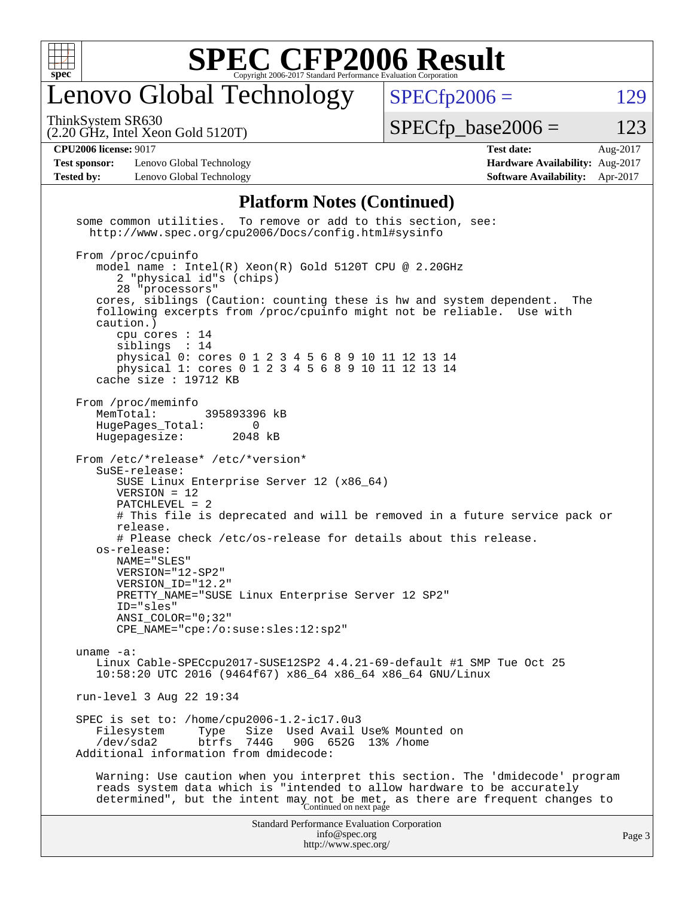## Platform Notes (Continued)

```
some common utilities.  To remove or add to this section, see:
  http://www.spec.org/cpu2006/Docs/config.html#sysinfo

From /proc/cpuinfo
   model name : Intel(R) Xeon(R) Gold 5120T CPU @ 2.20GHz
      2 "physical id"s (chips)
      28 "processors"
   cores, siblings (Caution: counting these is hw and system dependent.  The
   following excerpts from /proc/cpuinfo might not be reliable.  Use with
   caution.)
      cpu cores : 14
      siblings  : 14
      physical 0: cores 0 1 2 3 4 5 6 8 9 10 11 12 13 14
      physical 1: cores 0 1 2 3 4 5 6 8 9 10 11 12 13 14
   cache size : 19712 KB

From /proc/meminfo
   MemTotal:       395893396 kB
   HugePages_Total:       0
   Hugepagesize:       2048 kB

From /etc/*release* /etc/*version*
   SuSE-release:
      SUSE Linux Enterprise Server 12 (x86_64)
      VERSION = 12
      PATCHLEVEL = 2
      # This file is deprecated and will be removed in a future service pack or
      release.
      # Please check /etc/os-release for details about this release.
   os-release:
      NAME="SLES"
      VERSION="12-SP2"
      VERSION_ID="12.2"
      PRETTY_NAME="SUSE Linux Enterprise Server 12 SP2"
      ID="sles"
      ANSI_COLOR="0;32"
      CPE_NAME="cpe:/o:suse:sles:12:sp2"

uname -a:
   Linux Cable-SPECcpu2017-SUSE12SP2 4.4.21-69-default #1 SMP Tue Oct 25
   10:58:20 UTC 2016 (9464f67) x86_64 x86_64 x86_64 GNU/Linux

run-level 3 Aug 22 19:34

SPEC is set to: /home/cpu2006-1.2-ic17.0u3
   Filesystem     Type   Size  Used Avail Use% Mounted on
   /dev/sda2      btrfs  744G   90G  652G  13% /home
Additional information from dmidecode:

   Warning: Use caution when you interpret this section. The 'dmidecode' program
   reads system data which is "intended to allow hardware to be accurately
   determined", but the intent may not be met, as there are frequent changes to
```

Continued on next page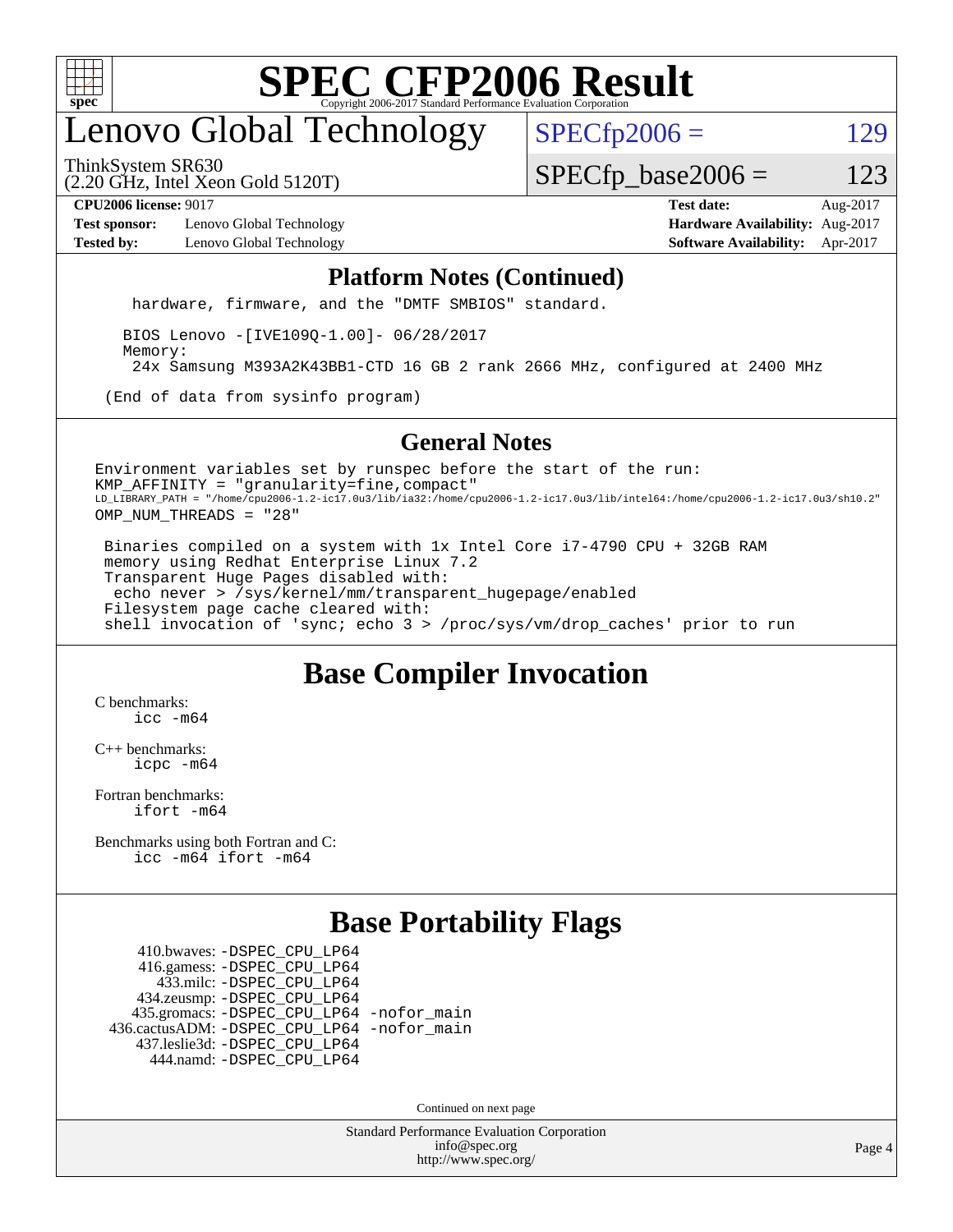# Lenovo Global Technology

ThinkSystem SR630
(2.20 GHz, Intel Xeon Gold 5120T)

SPECfp2006 = 129

SPECfp_base2006 = 123

**CPU2006 license:** 9017
**Test sponsor:** Lenovo Global Technology
**Tested by:** Lenovo Global Technology

**Test date:** Aug-2017
**Hardware Availability:** Aug-2017
**Software Availability:** Apr-2017

## Platform Notes (Continued)

```
   hardware, firmware, and the "DMTF SMBIOS" standard.

  BIOS Lenovo -[IVE109Q-1.00]- 06/28/2017
  Memory:
   24x Samsung M393A2K43BB1-CTD 16 GB 2 rank 2666 MHz, configured at 2400 MHz

(End of data from sysinfo program)
```

## General Notes

```
Environment variables set by runspec before the start of the run:
KMP_AFFINITY = "granularity=fine,compact"
LD_LIBRARY_PATH = "/home/cpu2006-1.2-ic17.0u3/lib/ia32:/home/cpu2006-1.2-ic17.0u3/lib/intel64:/home/cpu2006-1.2-ic17.0u3/sh10.2"
OMP_NUM_THREADS = "28"

 Binaries compiled on a system with 1x Intel Core i7-4790 CPU + 32GB RAM
 memory using Redhat Enterprise Linux 7.2
 Transparent Huge Pages disabled with:
  echo never > /sys/kernel/mm/transparent_hugepage/enabled
 Filesystem page cache cleared with:
 shell invocation of 'sync; echo 3 > /proc/sys/vm/drop_caches' prior to run
```

## Base Compiler Invocation

C benchmarks:
    icc -m64

C++ benchmarks:
    icpc -m64

Fortran benchmarks:
    ifort -m64

Benchmarks using both Fortran and C:
    icc -m64 ifort -m64

## Base Portability Flags

```
     410.bwaves: -DSPEC_CPU_LP64
     416.gamess: -DSPEC_CPU_LP64
       433.milc: -DSPEC_CPU_LP64
     434.zeusmp: -DSPEC_CPU_LP64
    435.gromacs: -DSPEC_CPU_LP64 -nofor_main
 436.cactusADM: -DSPEC_CPU_LP64 -nofor_main
    437.leslie3d: -DSPEC_CPU_LP64
       444.namd: -DSPEC_CPU_LP64
```

Continued on next page

Standard Performance Evaluation Corporation
info@spec.org
http://www.spec.org/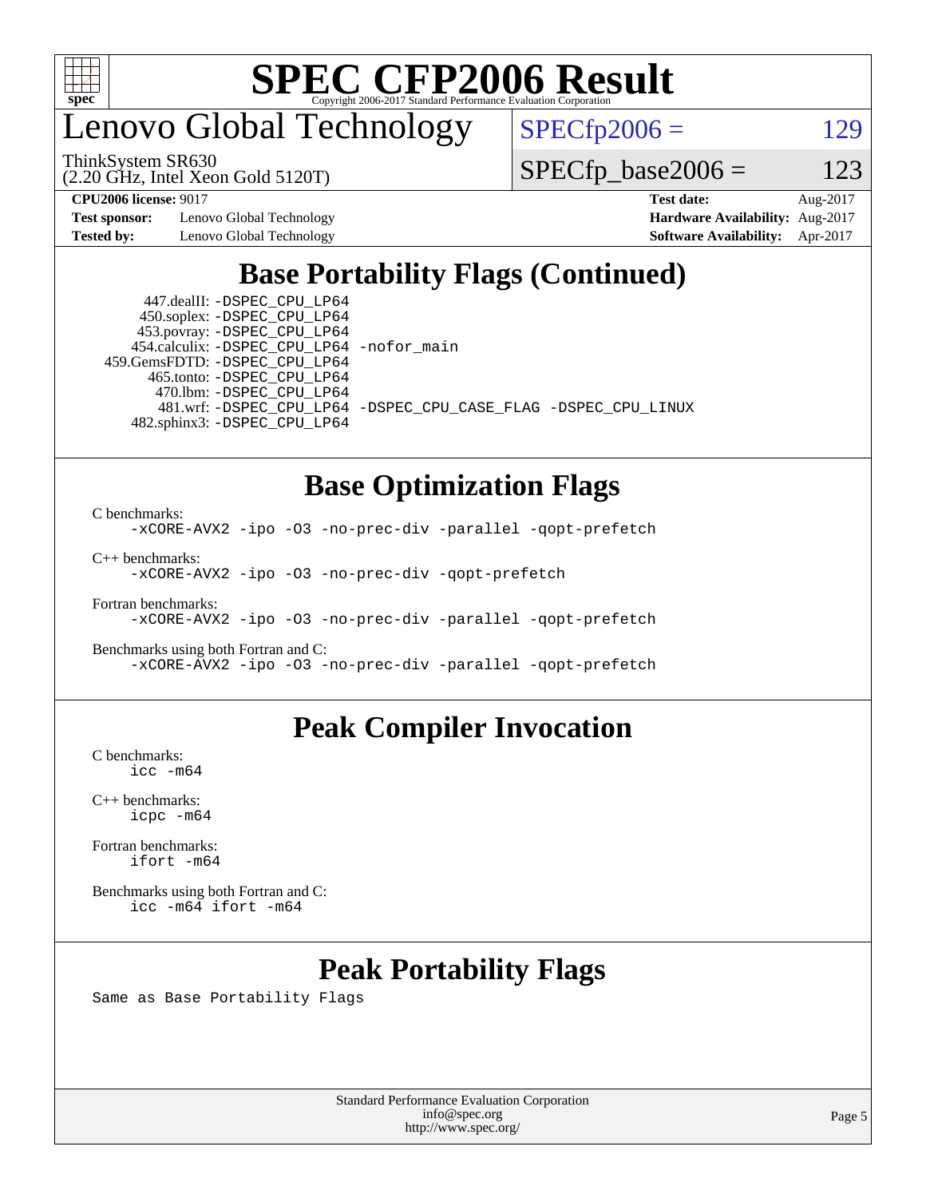# Lenovo Global Technology

ThinkSystem SR630
(2.20 GHz, Intel Xeon Gold 5120T)

SPECfp2006 = 129

SPECfp_base2006 = 123

| **CPU2006 license:** 9017 | | **Test date:** | Aug-2017 |
|---|---|---|---|
| **Test sponsor:** | Lenovo Global Technology | **Hardware Availability:** | Aug-2017 |
| **Tested by:** | Lenovo Global Technology | **Software Availability:** | Apr-2017 |

## Base Portability Flags (Continued)

447.dealII: -DSPEC_CPU_LP64
450.soplex: -DSPEC_CPU_LP64
453.povray: -DSPEC_CPU_LP64
454.calculix: -DSPEC_CPU_LP64 -nofor_main
459.GemsFDTD: -DSPEC_CPU_LP64
465.tonto: -DSPEC_CPU_LP64
470.lbm: -DSPEC_CPU_LP64
481.wrf: -DSPEC_CPU_LP64 -DSPEC_CPU_CASE_FLAG -DSPEC_CPU_LINUX
482.sphinx3: -DSPEC_CPU_LP64

## Base Optimization Flags

C benchmarks:
-xCORE-AVX2 -ipo -O3 -no-prec-div -parallel -qopt-prefetch

C++ benchmarks:
-xCORE-AVX2 -ipo -O3 -no-prec-div -qopt-prefetch

Fortran benchmarks:
-xCORE-AVX2 -ipo -O3 -no-prec-div -parallel -qopt-prefetch

Benchmarks using both Fortran and C:
-xCORE-AVX2 -ipo -O3 -no-prec-div -parallel -qopt-prefetch

## Peak Compiler Invocation

C benchmarks:
icc -m64

C++ benchmarks:
icpc -m64

Fortran benchmarks:
ifort -m64

Benchmarks using both Fortran and C:
icc -m64 ifort -m64

## Peak Portability Flags

Same as Base Portability Flags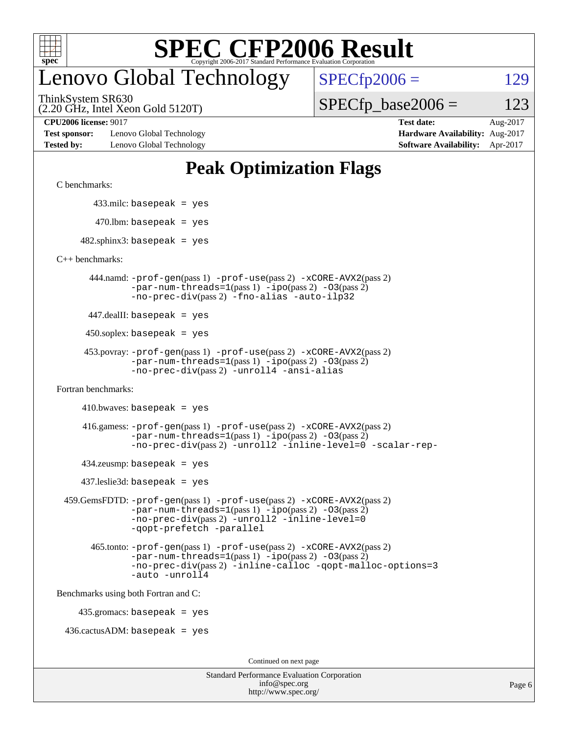# SPEC CFP2006 Result

Copyright 2006-2017 Standard Performance Evaluation Corporation

## Lenovo Global Technology

ThinkSystem SR630
(2.20 GHz, Intel Xeon Gold 5120T)

| | |
|---|---|
| SPECfp2006 = | 129 |
| SPECfp_base2006 = | 123 |

**CPU2006 license:** 9017
**Test sponsor:** Lenovo Global Technology
**Tested by:** Lenovo Global Technology

**Test date:** Aug-2017
**Hardware Availability:** Aug-2017
**Software Availability:** Apr-2017

## Peak Optimization Flags

C benchmarks:

433.milc: basepeak = yes

470.lbm: basepeak = yes

482.sphinx3: basepeak = yes

C++ benchmarks:

444.namd: -prof-gen(pass 1) -prof-use(pass 2) -xCORE-AVX2(pass 2) -par-num-threads=1(pass 1) -ipo(pass 2) -O3(pass 2) -no-prec-div(pass 2) -fno-alias -auto-ilp32

447.dealII: basepeak = yes

450.soplex: basepeak = yes

453.povray: -prof-gen(pass 1) -prof-use(pass 2) -xCORE-AVX2(pass 2) -par-num-threads=1(pass 1) -ipo(pass 2) -O3(pass 2) -no-prec-div(pass 2) -unroll4 -ansi-alias

Fortran benchmarks:

410.bwaves: basepeak = yes

416.gamess: -prof-gen(pass 1) -prof-use(pass 2) -xCORE-AVX2(pass 2) -par-num-threads=1(pass 1) -ipo(pass 2) -O3(pass 2) -no-prec-div(pass 2) -unroll2 -inline-level=0 -scalar-rep-

434.zeusmp: basepeak = yes

437.leslie3d: basepeak = yes

459.GemsFDTD: -prof-gen(pass 1) -prof-use(pass 2) -xCORE-AVX2(pass 2) -par-num-threads=1(pass 1) -ipo(pass 2) -O3(pass 2) -no-prec-div(pass 2) -unroll2 -inline-level=0 -qopt-prefetch -parallel

465.tonto: -prof-gen(pass 1) -prof-use(pass 2) -xCORE-AVX2(pass 2) -par-num-threads=1(pass 1) -ipo(pass 2) -O3(pass 2) -no-prec-div(pass 2) -inline-calloc -qopt-malloc-options=3 -auto -unroll4

Benchmarks using both Fortran and C:

435.gromacs: basepeak = yes

436.cactusADM: basepeak = yes

Continued on next page

Standard Performance Evaluation Corporation
info@spec.org
http://www.spec.org/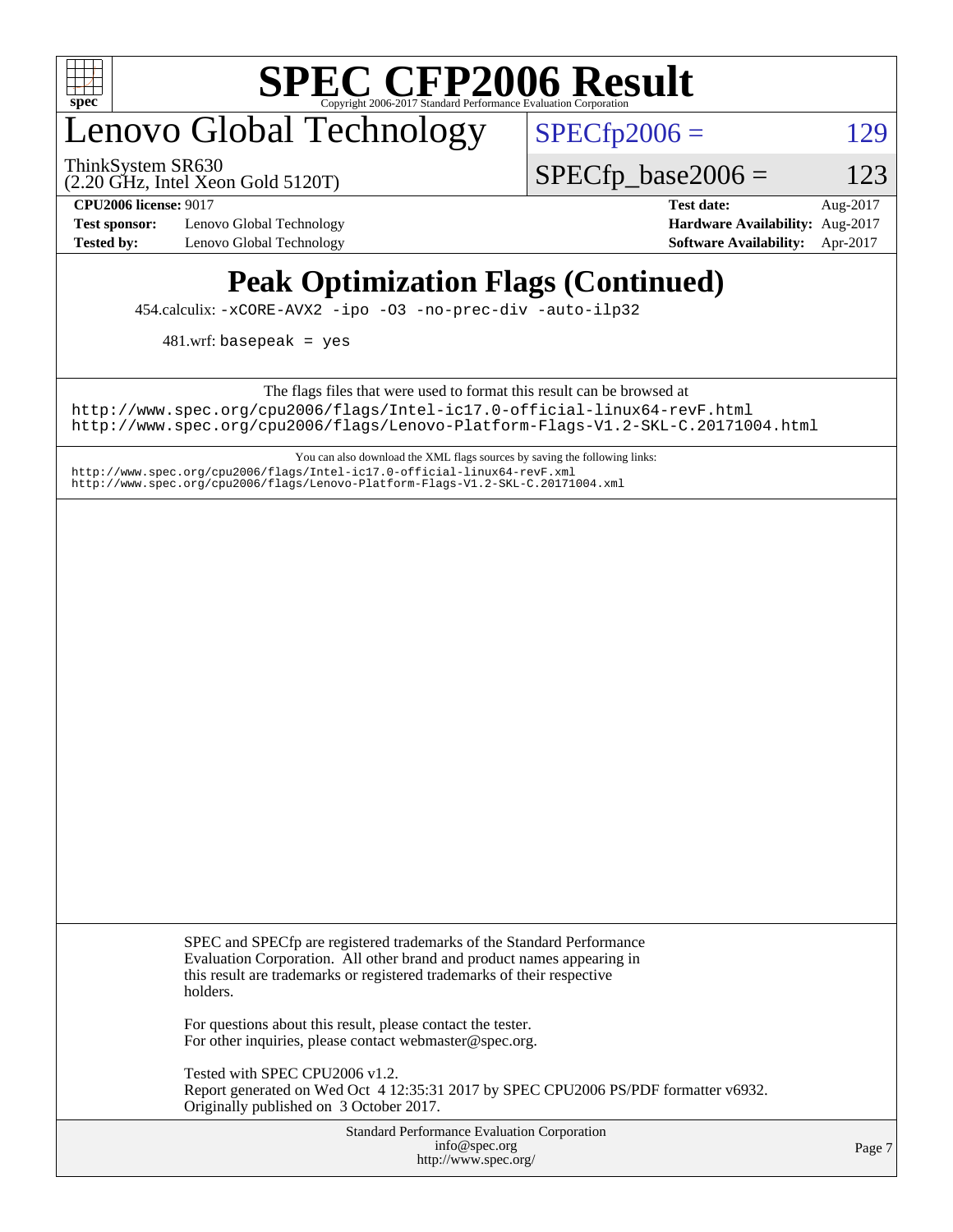# Lenovo Global Technology

ThinkSystem SR630
(2.20 GHz, Intel Xeon Gold 5120T)

SPECfp2006 = 129

SPECfp_base2006 = 123

**CPU2006 license:** 9017
**Test sponsor:** Lenovo Global Technology
**Tested by:** Lenovo Global Technology

**Test date:** Aug-2017
**Hardware Availability:** Aug-2017
**Software Availability:** Apr-2017

## Peak Optimization Flags (Continued)

454.calculix: `-xCORE-AVX2 -ipo -O3 -no-prec-div -auto-ilp32`

481.wrf: `basepeak = yes`

The flags files that were used to format this result can be browsed at
http://www.spec.org/cpu2006/flags/Intel-ic17.0-official-linux64-revF.html
http://www.spec.org/cpu2006/flags/Lenovo-Platform-Flags-V1.2-SKL-C.20171004.html

You can also download the XML flags sources by saving the following links:
http://www.spec.org/cpu2006/flags/Intel-ic17.0-official-linux64-revF.xml
http://www.spec.org/cpu2006/flags/Lenovo-Platform-Flags-V1.2-SKL-C.20171004.xml

SPEC and SPECfp are registered trademarks of the Standard Performance Evaluation Corporation. All other brand and product names appearing in this result are trademarks or registered trademarks of their respective holders.

For questions about this result, please contact the tester.
For other inquiries, please contact webmaster@spec.org.

Tested with SPEC CPU2006 v1.2.
Report generated on Wed Oct 4 12:35:31 2017 by SPEC CPU2006 PS/PDF formatter v6932.
Originally published on 3 October 2017.